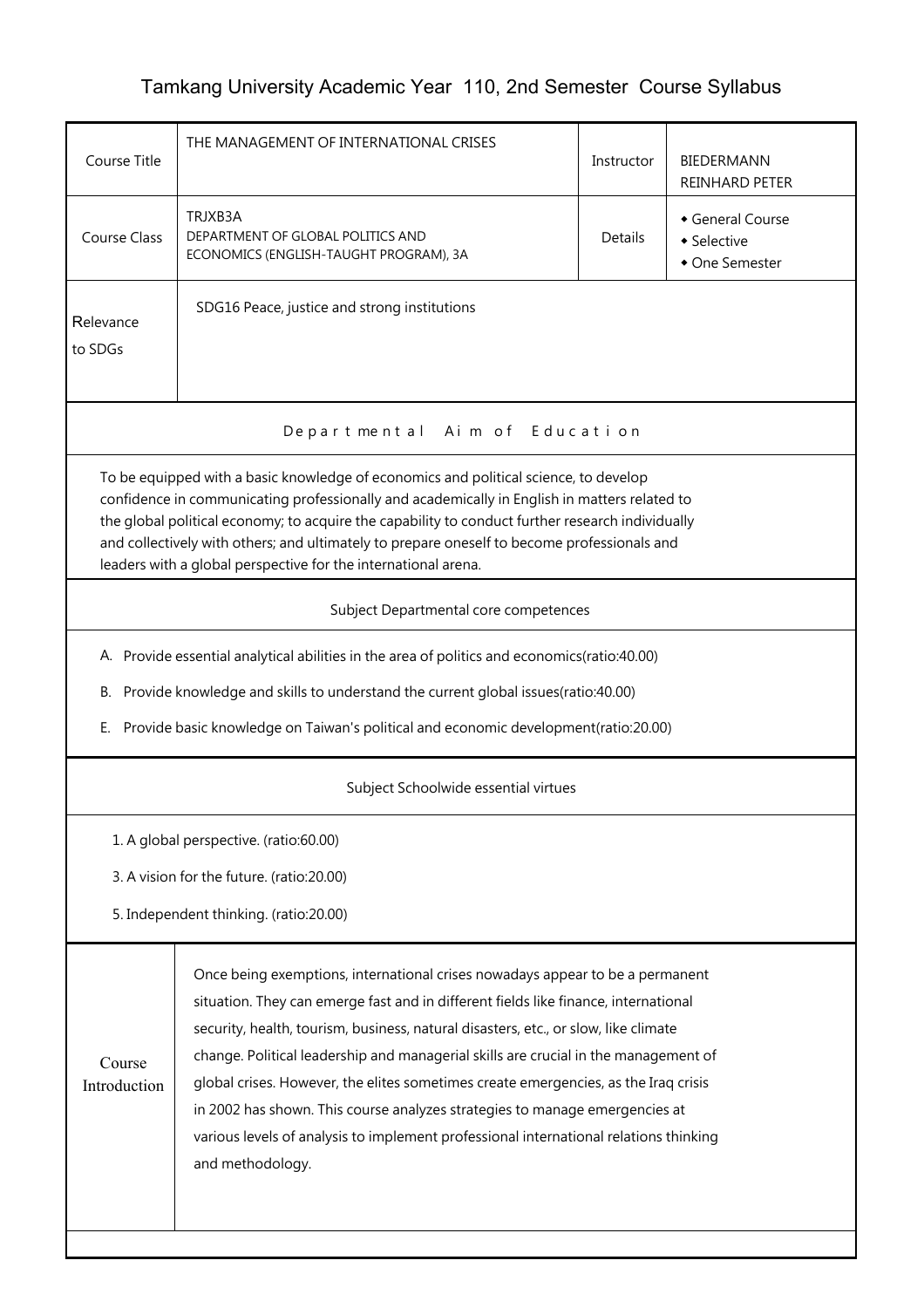# Tamkang University Academic Year 110, 2nd Semester Course Syllabus

| Course Title | THE MANAGEMENT OF INTERNATIONAL CRISES | Instructor | BIEDERMANN REINHARD PETER |
| --- | --- | --- | --- |
| Course Class | TRJXB3A<br>DEPARTMENT OF GLOBAL POLITICS AND ECONOMICS (ENGLISH-TAUGHT PROGRAM), 3A | Details | ◆ General Course<br>◆ Selective<br>◆ One Semester |
| Relevance to SDGs | SDG16 Peace, justice and strong institutions | | |

## Departmental Aim of Education

To be equipped with a basic knowledge of economics and political science, to develop confidence in communicating professionally and academically in English in matters related to the global political economy; to acquire the capability to conduct further research individually and collectively with others; and ultimately to prepare oneself to become professionals and leaders with a global perspective for the international arena.

## Subject Departmental core competences

A. Provide essential analytical abilities in the area of politics and economics(ratio:40.00)

B. Provide knowledge and skills to understand the current global issues(ratio:40.00)

E. Provide basic knowledge on Taiwan's political and economic development(ratio:20.00)

## Subject Schoolwide essential virtues

1. A global perspective. (ratio:60.00)

3. A vision for the future. (ratio:20.00)

5. Independent thinking. (ratio:20.00)

## Course Introduction

Once being exemptions, international crises nowadays appear to be a permanent situation. They can emerge fast and in different fields like finance, international security, health, tourism, business, natural disasters, etc., or slow, like climate change. Political leadership and managerial skills are crucial in the management of global crises. However, the elites sometimes create emergencies, as the Iraq crisis in 2002 has shown. This course analyzes strategies to manage emergencies at various levels of analysis to implement professional international relations thinking and methodology.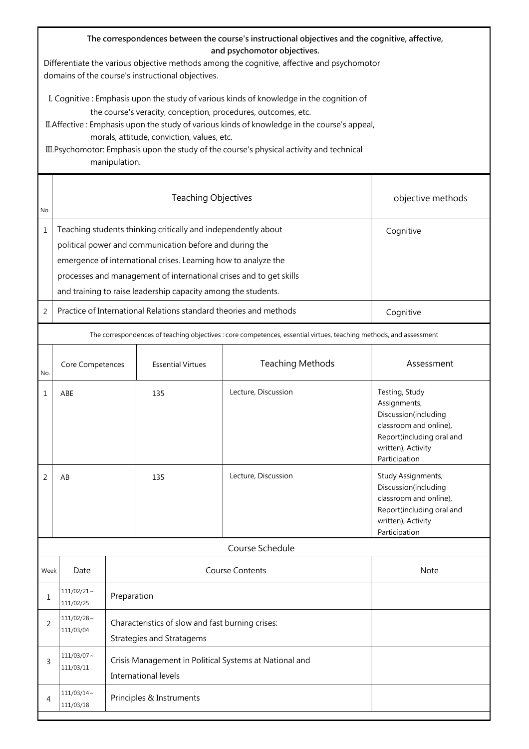**The correspondences between the course's instructional objectives and the cognitive, affective, and psychomotor objectives.**

Differentiate the various objective methods among the cognitive, affective and psychomotor domains of the course's instructional objectives.

I. Cognitive : Emphasis upon the study of various kinds of knowledge in the cognition of the course's veracity, conception, procedures, outcomes, etc.

II.Affective : Emphasis upon the study of various kinds of knowledge in the course's appeal, morals, attitude, conviction, values, etc.

III.Psychomotor: Emphasis upon the study of the course's physical activity and technical manipulation.

| No. | Teaching Objectives | objective methods |
|---|---|---|
| 1 | Teaching students thinking critically and independently about political power and communication before and during the emergence of international crises. Learning how to analyze the processes and management of international crises and to get skills and training to raise leadership capacity among the students. | Cognitive |
| 2 | Practice of International Relations standard theories and methods | Cognitive |

The correspondences of teaching objectives : core competences, essential virtues, teaching methods, and assessment

| No. | Core Competences | Essential Virtues | Teaching Methods | Assessment |
|---|---|---|---|---|
| 1 | ABE | 135 | Lecture, Discussion | Testing, Study Assignments, Discussion(including classroom and online), Report(including oral and written), Activity Participation |
| 2 | AB | 135 | Lecture, Discussion | Study Assignments, Discussion(including classroom and online), Report(including oral and written), Activity Participation |

Course Schedule

| Week | Date | Course Contents | Note |
|---|---|---|---|
| 1 | 111/02/21～111/02/25 | Preparation | |
| 2 | 111/02/28～111/03/04 | Characteristics of slow and fast burning crises: Strategies and Stratagems | |
| 3 | 111/03/07～111/03/11 | Crisis Management in Political Systems at National and International levels | |
| 4 | 111/03/14～111/03/18 | Principles & Instruments | |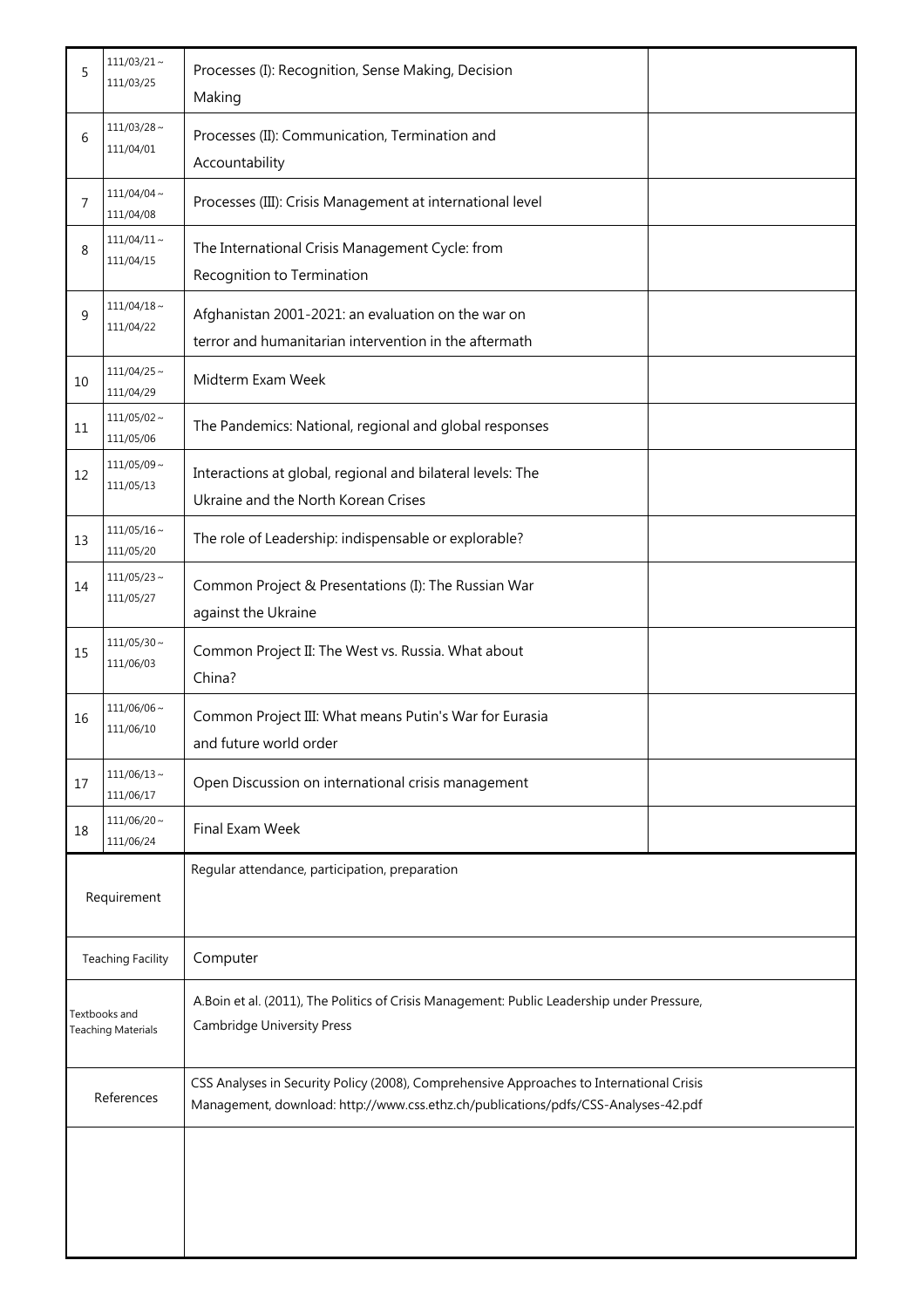| 5 | 111/03/21 ~ 111/03/25 | Processes (I): Recognition, Sense Making, Decision Making | |
|---|---|---|---|
| 6 | 111/03/28 ~ 111/04/01 | Processes (II): Communication, Termination and Accountability | |
| 7 | 111/04/04 ~ 111/04/08 | Processes (III): Crisis Management at international level | |
| 8 | 111/04/11 ~ 111/04/15 | The International Crisis Management Cycle: from Recognition to Termination | |
| 9 | 111/04/18 ~ 111/04/22 | Afghanistan 2001-2021: an evaluation on the war on terror and humanitarian intervention in the aftermath | |
| 10 | 111/04/25 ~ 111/04/29 | Midterm Exam Week | |
| 11 | 111/05/02 ~ 111/05/06 | The Pandemics: National, regional and global responses | |
| 12 | 111/05/09 ~ 111/05/13 | Interactions at global, regional and bilateral levels: The Ukraine and the North Korean Crises | |
| 13 | 111/05/16 ~ 111/05/20 | The role of Leadership: indispensable or explorable? | |
| 14 | 111/05/23 ~ 111/05/27 | Common Project & Presentations (I): The Russian War against the Ukraine | |
| 15 | 111/05/30 ~ 111/06/03 | Common Project II: The West vs. Russia. What about China? | |
| 16 | 111/06/06 ~ 111/06/10 | Common Project III: What means Putin's War for Eurasia and future world order | |
| 17 | 111/06/13 ~ 111/06/17 | Open Discussion on international crisis management | |
| 18 | 111/06/20 ~ 111/06/24 | Final Exam Week | |

| | |
|---|---|
| Requirement | Regular attendance, participation, preparation |
| Teaching Facility | Computer |
| Textbooks and Teaching Materials | A.Boin et al. (2011), The Politics of Crisis Management: Public Leadership under Pressure, Cambridge University Press |
| References | CSS Analyses in Security Policy (2008), Comprehensive Approaches to International Crisis Management, download: http://www.css.ethz.ch/publications/pdfs/CSS-Analyses-42.pdf |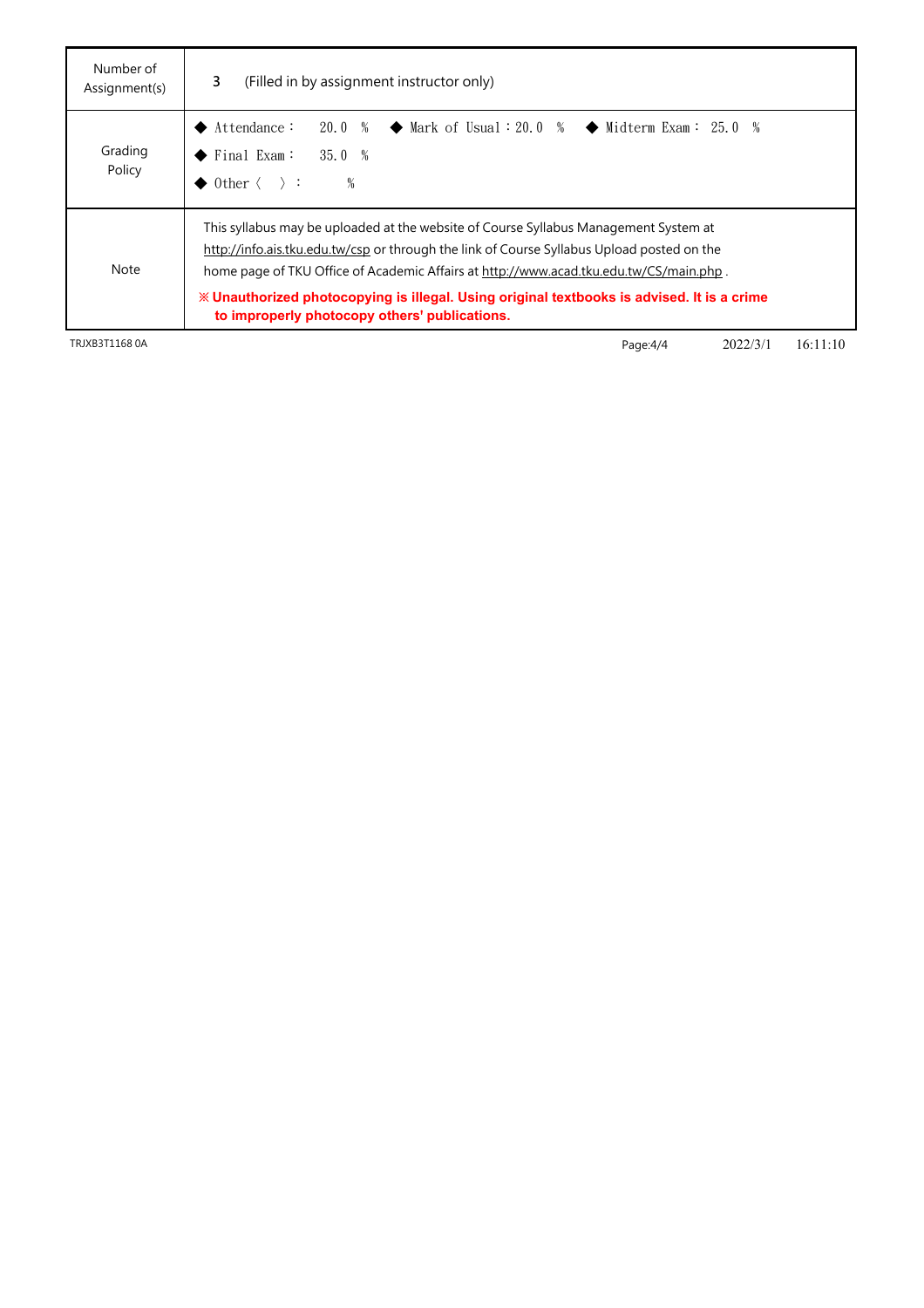| | |
|---|---|
| Number of Assignment(s) | 3 (Filled in by assignment instructor only) |
| Grading Policy | ◆ Attendance： 20.0 % ◆ Mark of Usual：20.0 % ◆ Midterm Exam： 25.0 %<br>◆ Final Exam： 35.0 %<br>◆ Other〈 〉： % |
| Note | This syllabus may be uploaded at the website of Course Syllabus Management System at http://info.ais.tku.edu.tw/csp or through the link of Course Syllabus Upload posted on the home page of TKU Office of Academic Affairs at http://www.acad.tku.edu.tw/CS/main.php .<br>**※ Unauthorized photocopying is illegal. Using original textbooks is advised. It is a crime to improperly photocopy others' publications.** |

TRJXB3T1168 0A 2022/3/1 16:11:10